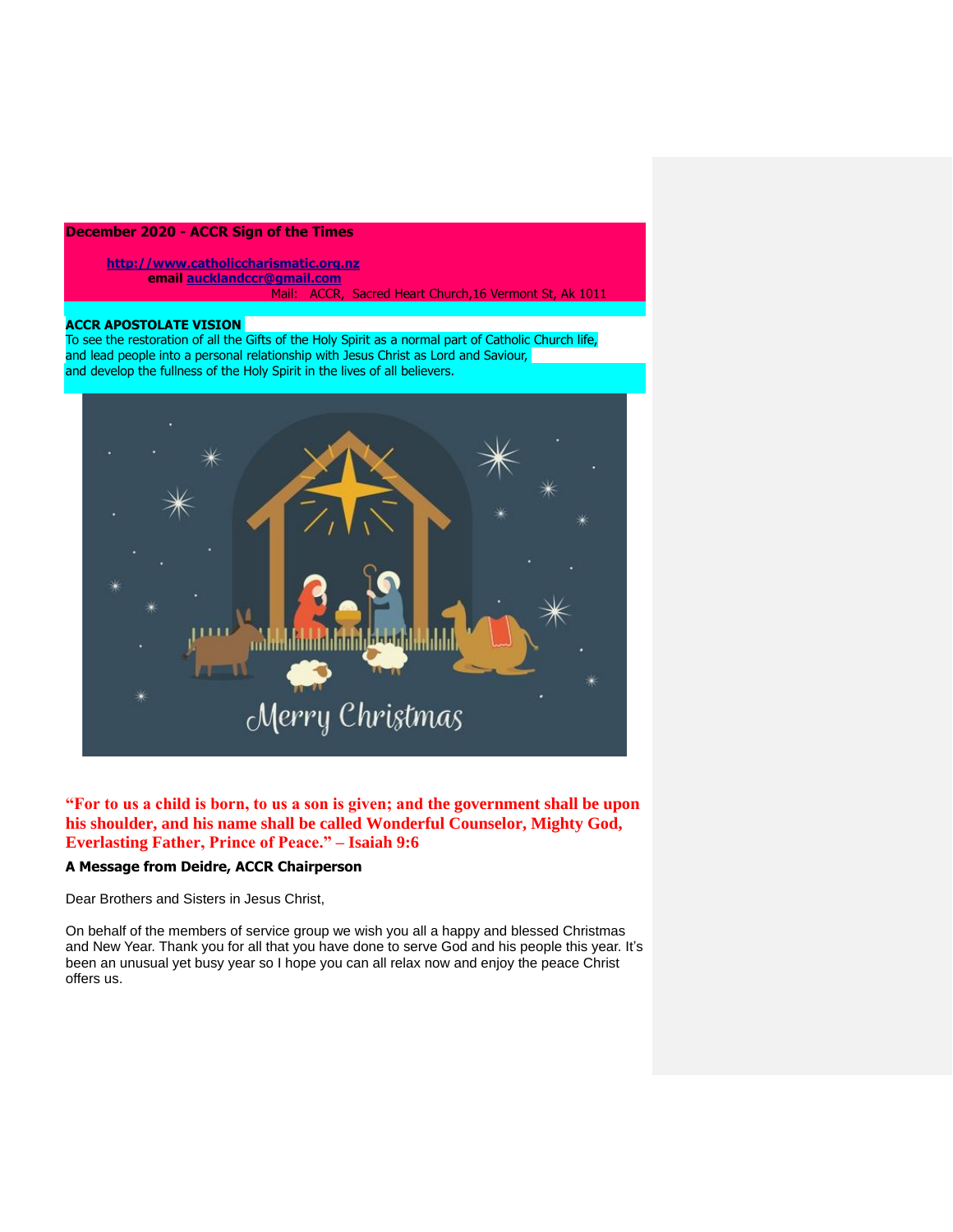**December 2020 - ACCR Sign of the Times**

http://www.catholiccharismatic.org.nz
email aucklandccr@gmail.com
Mail: ACCR, Sacred Heart Church,16 Vermont St, Ak 1011

**ACCR APOSTOLATE VISION**
To see the restoration of all the Gifts of the Holy Spirit as a normal part of Catholic Church life, and lead people into a personal relationship with Jesus Christ as Lord and Saviour, and develop the fullness of the Holy Spirit in the lives of all believers.

**"For to us a child is born, to us a son is given; and the government shall be upon his shoulder, and his name shall be called Wonderful Counselor, Mighty God, Everlasting Father, Prince of Peace." – Isaiah 9:6**

**A Message from Deidre, ACCR Chairperson**

Dear Brothers and Sisters in Jesus Christ,

On behalf of the members of service group we wish you all a happy and blessed Christmas and New Year. Thank you for all that you have done to serve God and his people this year. It's been an unusual yet busy year so I hope you can all relax now and enjoy the peace Christ offers us.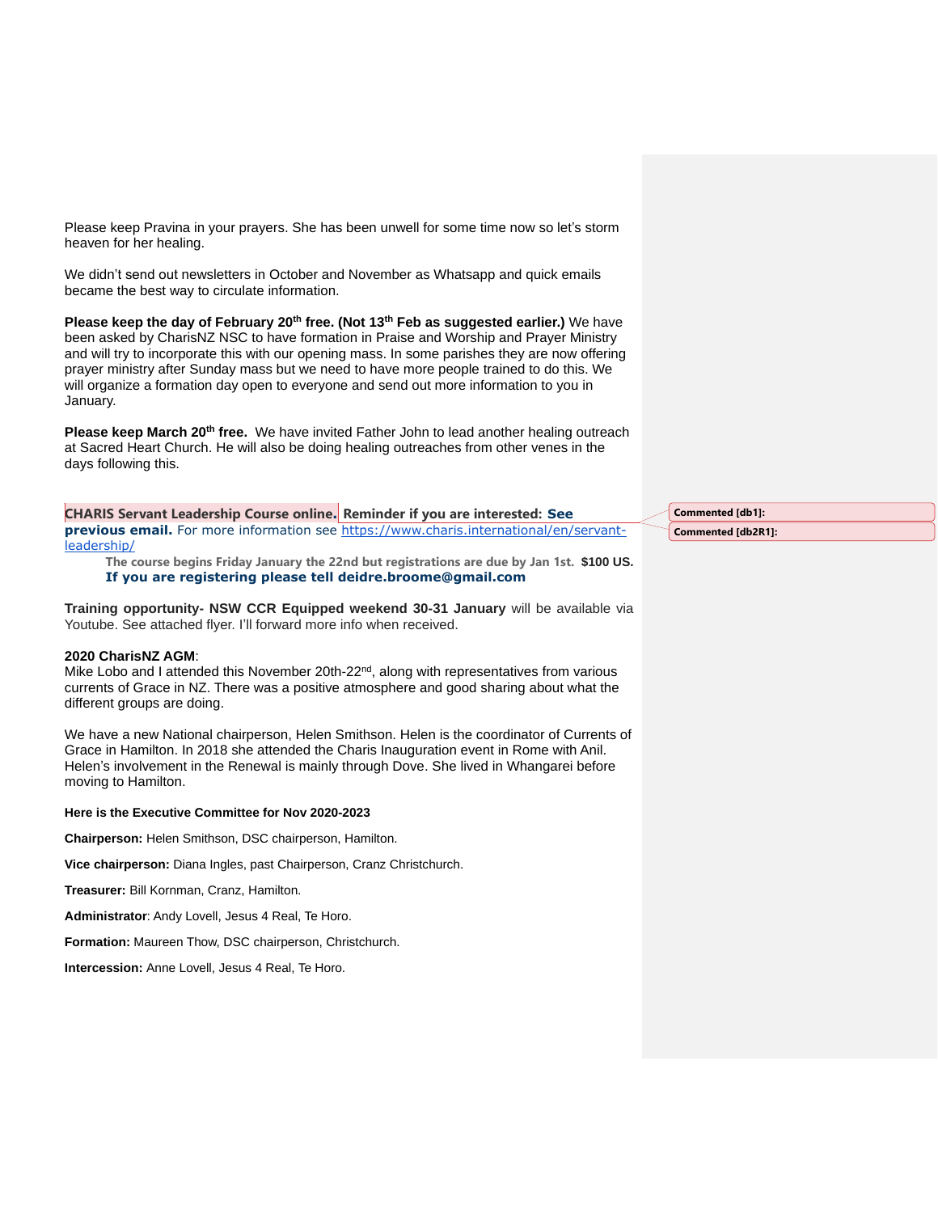Please keep Pravina in your prayers. She has been unwell for some time now so let's storm heaven for her healing.

We didn't send out newsletters in October and November as Whatsapp and quick emails became the best way to circulate information.

**Please keep the day of February 20th free. (Not 13th Feb as suggested earlier.)** We have been asked by CharisNZ NSC to have formation in Praise and Worship and Prayer Ministry and will try to incorporate this with our opening mass. In some parishes they are now offering prayer ministry after Sunday mass but we need to have more people trained to do this. We will organize a formation day open to everyone and send out more information to you in January.

**Please keep March 20th free.** We have invited Father John to lead another healing outreach at Sacred Heart Church. He will also be doing healing outreaches from other venes in the days following this.

**CHARIS Servant Leadership Course online. Reminder if you are interested: See previous email.** For more information see https://www.charis.international/en/servant-leadership/

**The course begins Friday January the 22nd but registrations are due by Jan 1st. $100 US.**
**If you are registering please tell deidre.broome@gmail.com**

**Training opportunity- NSW CCR Equipped weekend 30-31 January** will be available via Youtube. See attached flyer. I'll forward more info when received.

**2020 CharisNZ AGM**:
Mike Lobo and I attended this November 20th-22nd, along with representatives from various currents of Grace in NZ. There was a positive atmosphere and good sharing about what the different groups are doing.

We have a new National chairperson, Helen Smithson. Helen is the coordinator of Currents of Grace in Hamilton. In 2018 she attended the Charis Inauguration event in Rome with Anil. Helen's involvement in the Renewal is mainly through Dove. She lived in Whangarei before moving to Hamilton.

**Here is the Executive Committee for Nov 2020-2023**

**Chairperson:** Helen Smithson, DSC chairperson, Hamilton.

**Vice chairperson:** Diana Ingles, past Chairperson, Cranz Christchurch.

**Treasurer:** Bill Kornman, Cranz, Hamilton.

**Administrator**: Andy Lovell, Jesus 4 Real, Te Horo.

**Formation:** Maureen Thow, DSC chairperson, Christchurch.

**Intercession:** Anne Lovell, Jesus 4 Real, Te Horo.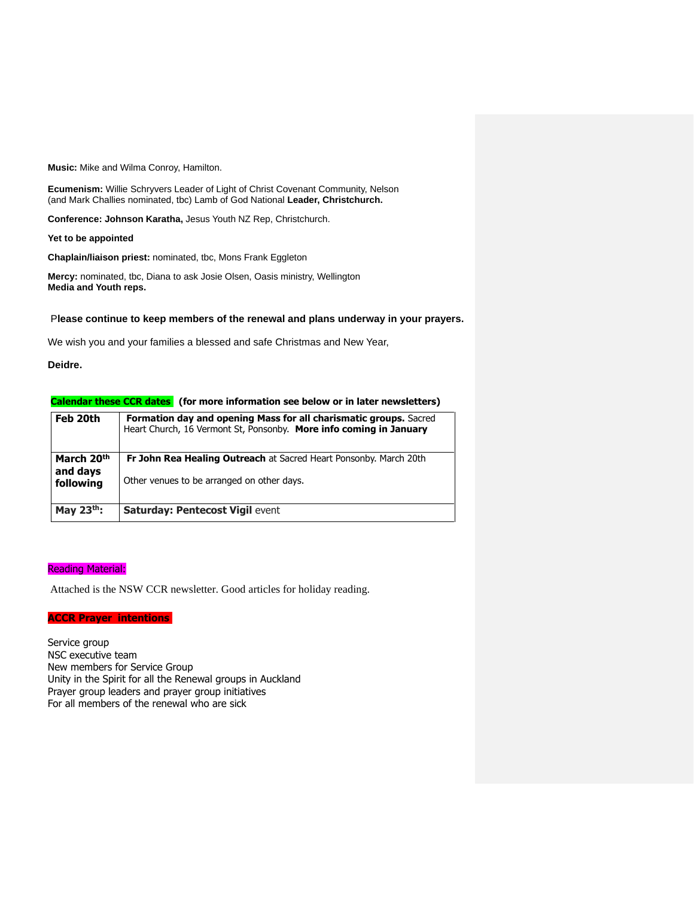**Music:** Mike and Wilma Conroy, Hamilton.

**Ecumenism:** Willie Schryvers Leader of Light of Christ Covenant Community, Nelson (and Mark Challies nominated, tbc) Lamb of God National **Leader, Christchurch.**

**Conference: Johnson Karatha,** Jesus Youth NZ Rep, Christchurch.

**Yet to be appointed**

**Chaplain/liaison priest:** nominated, tbc, Mons Frank Eggleton

**Mercy:** nominated, tbc, Diana to ask Josie Olsen, Oasis ministry, Wellington
**Media and Youth reps.**

**Please continue to keep members of the renewal and plans underway in your prayers.**

We wish you and your families a blessed and safe Christmas and New Year,

**Deidre.**

**Calendar these CCR dates (for more information see below or in later newsletters)**

| | |
|---|---|
| **Feb 20th** | **Formation day and opening Mass for all charismatic groups.** Sacred Heart Church, 16 Vermont St, Ponsonby. **More info coming in January** |
| **March 20th and days following** | **Fr John Rea Healing Outreach** at Sacred Heart Ponsonby. March 20th<br><br>Other venues to be arranged on other days. |
| **May 23rd:** | **Saturday: Pentecost Vigil** event |

Reading Material:

Attached is the NSW CCR newsletter. Good articles for holiday reading.

**ACCR Prayer intentions**

Service group
NSC executive team
New members for Service Group
Unity in the Spirit for all the Renewal groups in Auckland
Prayer group leaders and prayer group initiatives
For all members of the renewal who are sick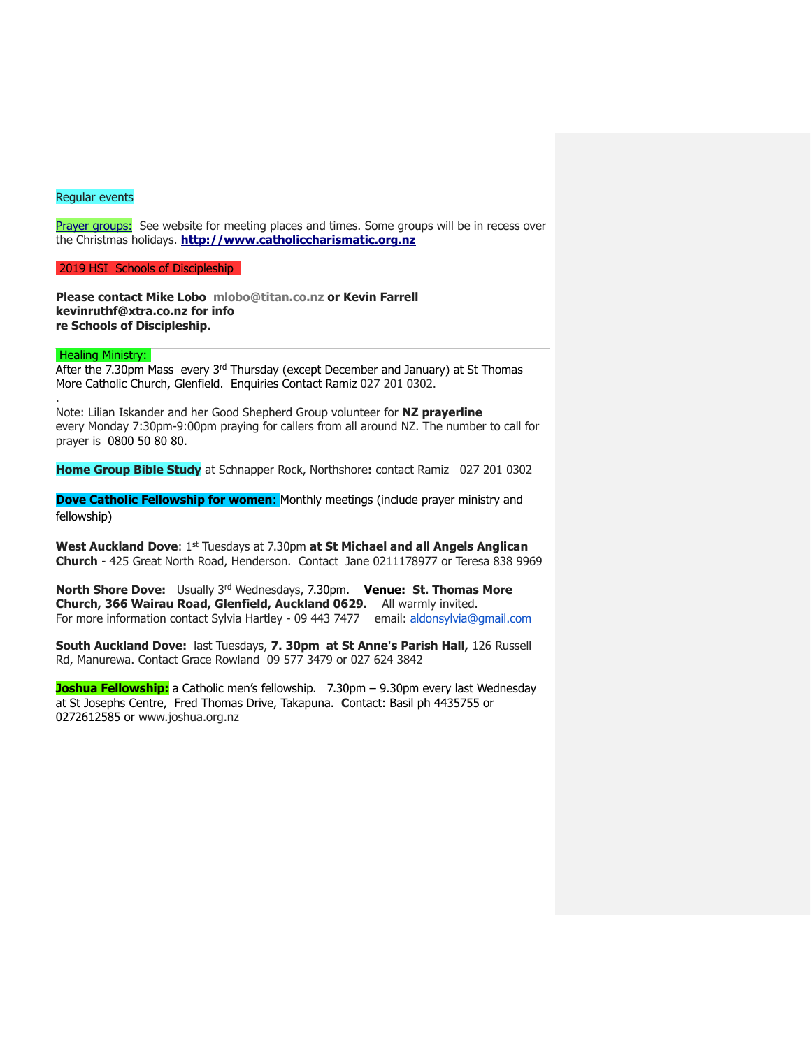Regular events

Prayer groups: See website for meeting places and times. Some groups will be in recess over the Christmas holidays. **http://www.catholiccharismatic.org.nz**

2019 HSI Schools of Discipleship

**Please contact Mike Lobo mlobo@titan.co.nz or Kevin Farrell kevinruthf@xtra.co.nz for info re Schools of Discipleship.**

---

Healing Ministry:
After the 7.30pm Mass every 3rd Thursday (except December and January) at St Thomas More Catholic Church, Glenfield. Enquiries Contact Ramiz 027 201 0302.

.
Note: Lilian Iskander and her Good Shepherd Group volunteer for **NZ prayerline** every Monday 7:30pm-9:00pm praying for callers from all around NZ. The number to call for prayer is 0800 50 80 80.

**Home Group Bible Study** at Schnapper Rock, Northshore**:** contact Ramiz 027 201 0302

**Dove Catholic Fellowship for women**: Monthly meetings (include prayer ministry and fellowship)

**West Auckland Dove**: 1st Tuesdays at 7.30pm **at St Michael and all Angels Anglican Church** - 425 Great North Road, Henderson. Contact Jane 0211178977 or Teresa 838 9969

**North Shore Dove:** Usually 3rd Wednesdays, 7.30pm. **Venue: St. Thomas More Church, 366 Wairau Road, Glenfield, Auckland 0629.** All warmly invited.
For more information contact Sylvia Hartley - 09 443 7477 email: aldonsylvia@gmail.com

**South Auckland Dove:** last Tuesdays, **7. 30pm at St Anne's Parish Hall,** 126 Russell Rd, Manurewa. Contact Grace Rowland 09 577 3479 or 027 624 3842

**Joshua Fellowship:** a Catholic men's fellowship. 7.30pm – 9.30pm every last Wednesday at St Josephs Centre, Fred Thomas Drive, Takapuna. **C**ontact: Basil ph 4435755 or 0272612585 or www.joshua.org.nz